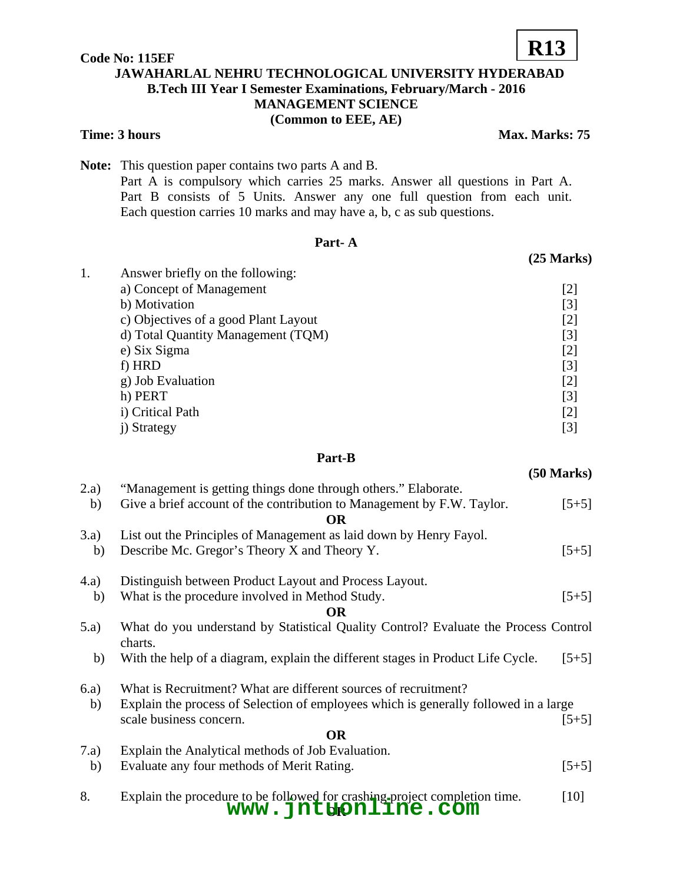**Code No: 115EF** **R13**

# JAWAHARLAL NEHRU TECHNOLOGICAL UNIVERSITY HYDERABAD

## B.Tech III Year I Semester Examinations, February/March - 2016

## MANAGEMENT SCIENCE

**(Common to EEE, AE)**

**Time: 3 hours** **Max. Marks: 75**

**Note:** This question paper contains two parts A and B.
Part A is compulsory which carries 25 marks. Answer all questions in Part A. Part B consists of 5 Units. Answer any one full question from each unit. Each question carries 10 marks and may have a, b, c as sub questions.

### Part- A

**(25 Marks)**

1. Answer briefly on the following:
   - a) Concept of Management [2]
   - b) Motivation [3]
   - c) Objectives of a good Plant Layout [2]
   - d) Total Quantity Management (TQM) [3]
   - e) Six Sigma [2]
   - f) HRD [3]
   - g) Job Evaluation [2]
   - h) PERT [3]
   - i) Critical Path [2]
   - j) Strategy [3]

### Part-B

**(50 Marks)**

2.a) "Management is getting things done through others." Elaborate.
b) Give a brief account of the contribution to Management by F.W. Taylor. [5+5]

**OR**

3.a) List out the Principles of Management as laid down by Henry Fayol.
b) Describe Mc. Gregor's Theory X and Theory Y. [5+5]

4.a) Distinguish between Product Layout and Process Layout.
b) What is the procedure involved in Method Study. [5+5]

**OR**

5.a) What do you understand by Statistical Quality Control? Evaluate the Process Control charts.
b) With the help of a diagram, explain the different stages in Product Life Cycle. [5+5]

6.a) What is Recruitment? What are different sources of recruitment?
b) Explain the process of Selection of employees which is generally followed in a large scale business concern. [5+5]

**OR**

7.a) Explain the Analytical methods of Job Evaluation.
b) Evaluate any four methods of Merit Rating. [5+5]

8. Explain the procedure to be followed for crashing project completion time. [10]

**OR**